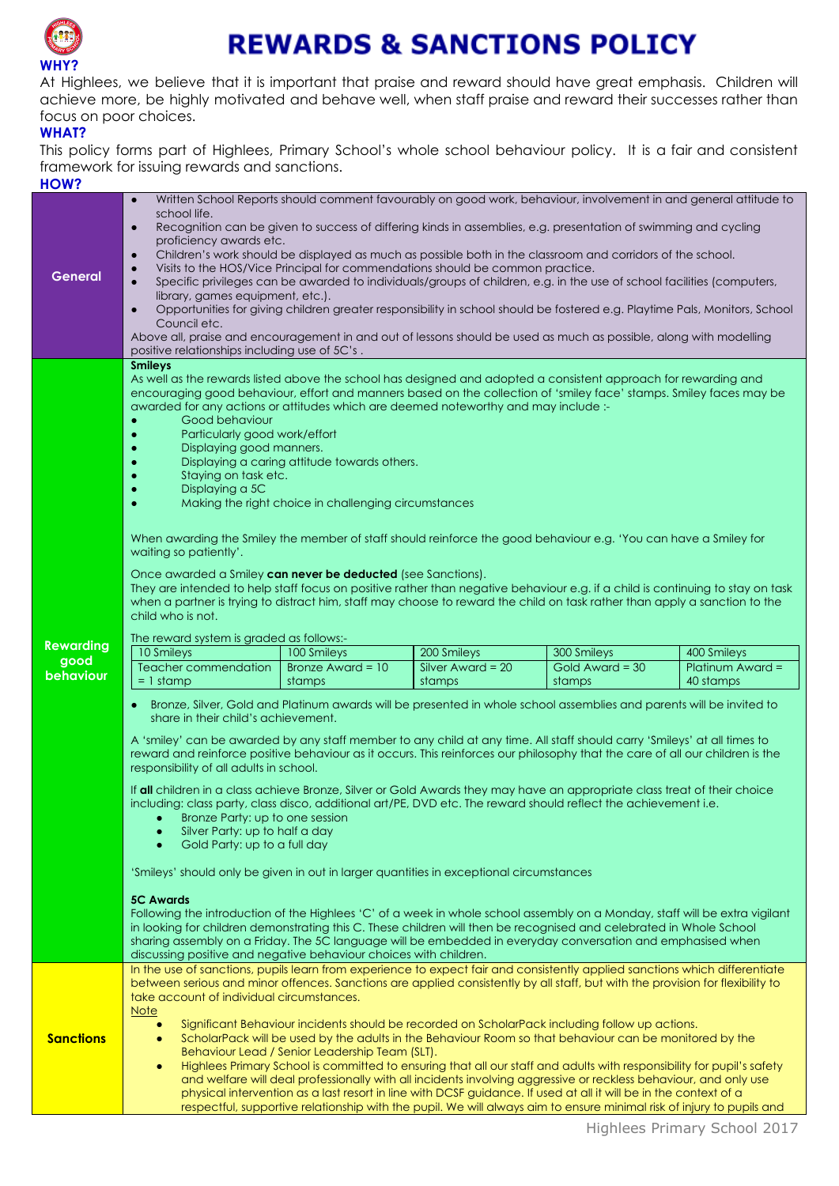# REWARDS & SANCTIONS POLICY

### WHY?

At Highlees, we believe that it is important that praise and reward should have great emphasis. Children will achieve more, be highly motivated and behave well, when staff praise and reward their successes rather than focus on poor choices.

### WHAT?

This policy forms part of Highlees, Primary School's whole school behaviour policy. It is a fair and consistent framework for issuing rewards and sanctions.

### HOW?

## General

- Written School Reports should comment favourably on good work, behaviour, involvement in and general attitude to school life.
- Recognition can be given to success of differing kinds in assemblies, e.g. presentation of swimming and cycling proficiency awards etc.
- Children's work should be displayed as much as possible both in the classroom and corridors of the school.
- Visits to the HOS/Vice Principal for commendations should be common practice.
- Specific privileges can be awarded to individuals/groups of children, e.g. in the use of school facilities (computers, library, games equipment, etc.).
- Opportunities for giving children greater responsibility in school should be fostered e.g. Playtime Pals, Monitors, School Council etc.

Above all, praise and encouragement in and out of lessons should be used as much as possible, along with modelling positive relationships including use of 5C's .

## Rewarding good behaviour

**Smileys**

As well as the rewards listed above the school has designed and adopted a consistent approach for rewarding and encouraging good behaviour, effort and manners based on the collection of 'smiley face' stamps. Smiley faces may be awarded for any actions or attitudes which are deemed noteworthy and may include :-

- Good behaviour
- Particularly good work/effort
- Displaying good manners.
- Displaying a caring attitude towards others.
- Staying on task etc.
- Displaying a 5C
- Making the right choice in challenging circumstances

When awarding the Smiley the member of staff should reinforce the good behaviour e.g. 'You can have a Smiley for waiting so patiently'.

Once awarded a Smiley **can never be deducted** (see Sanctions).
They are intended to help staff focus on positive rather than negative behaviour e.g. if a child is continuing to stay on task when a partner is trying to distract him, staff may choose to reward the child on task rather than apply a sanction to the child who is not.

The reward system is graded as follows:-

| 10 Smileys | 100 Smileys | 200 Smileys | 300 Smileys | 400 Smileys |
|---|---|---|---|---|
| Teacher commendation = 1 stamp | Bronze Award = 10 stamps | Silver Award = 20 stamps | Gold Award = 30 stamps | Platinum Award = 40 stamps |

- Bronze, Silver, Gold and Platinum awards will be presented in whole school assemblies and parents will be invited to share in their child's achievement.

A 'smiley' can be awarded by any staff member to any child at any time. All staff should carry 'Smileys' at all times to reward and reinforce positive behaviour as it occurs. This reinforces our philosophy that the care of all our children is the responsibility of all adults in school.

If **all** children in a class achieve Bronze, Silver or Gold Awards they may have an appropriate class treat of their choice including: class party, class disco, additional art/PE, DVD etc. The reward should reflect the achievement i.e.

- Bronze Party: up to one session
- Silver Party: up to half a day
- Gold Party: up to a full day

'Smileys' should only be given in out in larger quantities in exceptional circumstances

**5C Awards**

Following the introduction of the Highlees 'C' of a week in whole school assembly on a Monday, staff will be extra vigilant in looking for children demonstrating this C. These children will then be recognised and celebrated in Whole School sharing assembly on a Friday. The 5C language will be embedded in everyday conversation and emphasised when discussing positive and negative behaviour choices with children.

## Sanctions

In the use of sanctions, pupils learn from experience to expect fair and consistently applied sanctions which differentiate between serious and minor offences. Sanctions are applied consistently by all staff, but with the provision for flexibility to take account of individual circumstances.

Note

- Significant Behaviour incidents should be recorded on ScholarPack including follow up actions.
- ScholarPack will be used by the adults in the Behaviour Room so that behaviour can be monitored by the Behaviour Lead / Senior Leadership Team (SLT).
- Highlees Primary School is committed to ensuring that all our staff and adults with responsibility for pupil's safety and welfare will deal professionally with all incidents involving aggressive or reckless behaviour, and only use physical intervention as a last resort in line with DCSF guidance. If used at all it will be in the context of a respectful, supportive relationship with the pupil. We will always aim to ensure minimal risk of injury to pupils and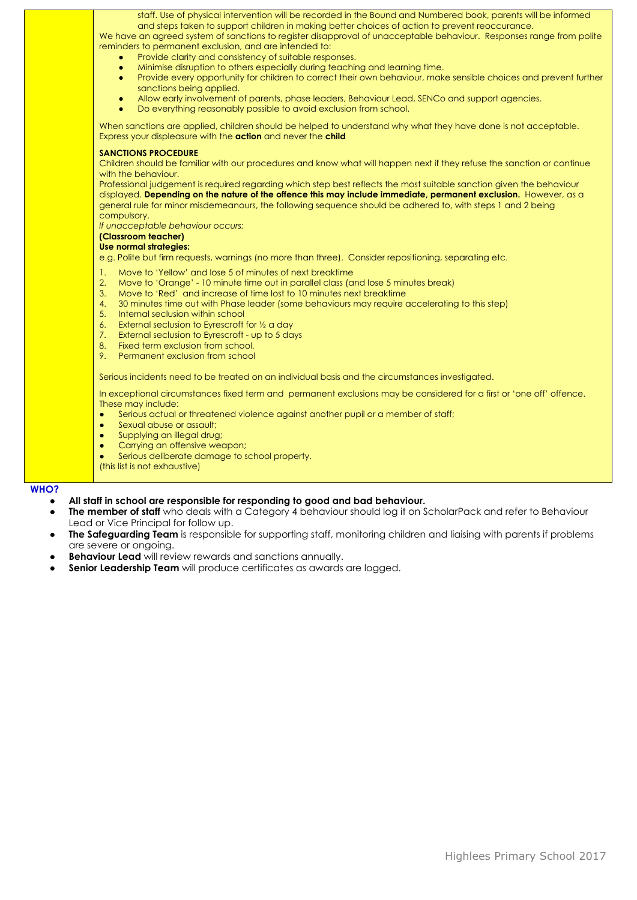staff. Use of physical intervention will be recorded in the Bound and Numbered book, parents will be informed and steps taken to support children in making better choices of action to prevent reoccurance.

We have an agreed system of sanctions to register disapproval of unacceptable behaviour. Responses range from polite reminders to permanent exclusion, and are intended to:

- Provide clarity and consistency of suitable responses.
- Minimise disruption to others especially during teaching and learning time.
- Provide every opportunity for children to correct their own behaviour, make sensible choices and prevent further sanctions being applied.
- Allow early involvement of parents, phase leaders, Behaviour Lead, SENCo and support agencies.
- Do everything reasonably possible to avoid exclusion from school.

When sanctions are applied, children should be helped to understand why what they have done is not acceptable. Express your displeasure with the **action** and never the **child**

**SANCTIONS PROCEDURE**

Children should be familiar with our procedures and know what will happen next if they refuse the sanction or continue with the behaviour.

Professional judgement is required regarding which step best reflects the most suitable sanction given the behaviour displayed. **Depending on the nature of the offence this may include immediate, permanent exclusion.** However, as a general rule for minor misdemeanours, the following sequence should be adhered to, with steps 1 and 2 being compulsory.

*If unacceptable behaviour occurs:*

**(Classroom teacher)**

**Use normal strategies:**

e.g. Polite but firm requests, warnings (no more than three). Consider repositioning, separating etc.

1. Move to 'Yellow' and lose 5 of minutes of next breaktime
2. Move to 'Orange' - 10 minute time out in parallel class (and lose 5 minutes break)
3. Move to 'Red' and increase of time lost to 10 minutes next breaktime
4. 30 minutes time out with Phase leader (some behaviours may require accelerating to this step)
5. Internal seclusion within school
6. External seclusion to Eyrescroft for ½ a day
7. External seclusion to Eyrescroft - up to 5 days
8. Fixed term exclusion from school.
9. Permanent exclusion from school

Serious incidents need to be treated on an individual basis and the circumstances investigated.

In exceptional circumstances fixed term and permanent exclusions may be considered for a first or 'one off' offence. These may include:

- Serious actual or threatened violence against another pupil or a member of staff;
- Sexual abuse or assault;
- Supplying an illegal drug;
- Carrying an offensive weapon;
- Serious deliberate damage to school property.

(this list is not exhaustive)

**WHO?**

- **All staff in school are responsible for responding to good and bad behaviour.**
- **The member of staff** who deals with a Category 4 behaviour should log it on ScholarPack and refer to Behaviour Lead or Vice Principal for follow up.
- **The Safeguarding Team** is responsible for supporting staff, monitoring children and liaising with parents if problems are severe or ongoing.
- **Behaviour Lead** will review rewards and sanctions annually.
- **Senior Leadership Team** will produce certificates as awards are logged.